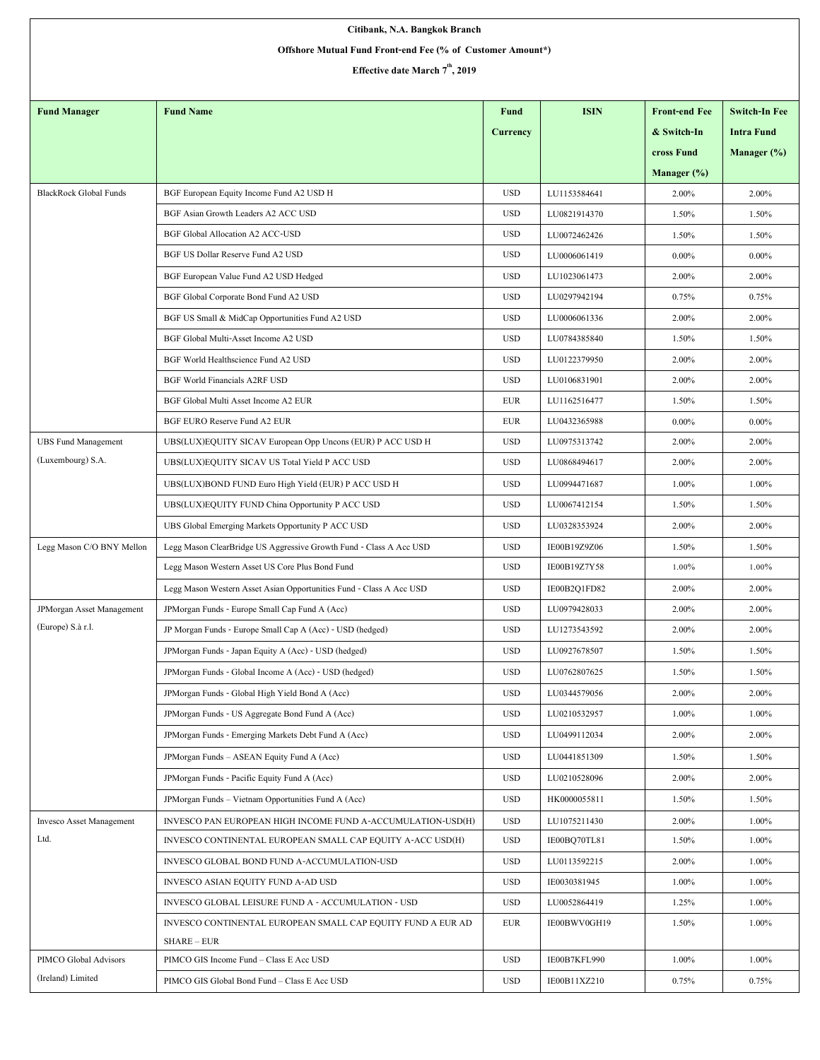**Citibank, N.A. Bangkok Branch**

**Offshore Mutual Fund Front-end Fee (% of Customer Amount*)**

**Effective date March 7th, 2019**

| Fund Manager | Fund Name | Fund Currency | ISIN | Front-end Fee & Switch-In cross Fund Manager (%) | Switch-In Fee Intra Fund Manager (%) |
|---|---|---|---|---|---|
| BlackRock Global Funds | BGF European Equity Income Fund A2 USD H | USD | LU1153584641 | 2.00% | 2.00% |
| | BGF Asian Growth Leaders A2 ACC USD | USD | LU0821914370 | 1.50% | 1.50% |
| | BGF Global Allocation A2 ACC-USD | USD | LU0072462426 | 1.50% | 1.50% |
| | BGF US Dollar Reserve Fund A2 USD | USD | LU0006061419 | 0.00% | 0.00% |
| | BGF European Value Fund A2 USD Hedged | USD | LU1023061473 | 2.00% | 2.00% |
| | BGF Global Corporate Bond Fund A2 USD | USD | LU0297942194 | 0.75% | 0.75% |
| | BGF US Small & MidCap Opportunities Fund A2 USD | USD | LU0006061336 | 2.00% | 2.00% |
| | BGF Global Multi-Asset Income A2 USD | USD | LU0784385840 | 1.50% | 1.50% |
| | BGF World Healthscience Fund A2 USD | USD | LU0122379950 | 2.00% | 2.00% |
| | BGF World Financials A2RF USD | USD | LU0106831901 | 2.00% | 2.00% |
| | BGF Global Multi Asset Income A2 EUR | EUR | LU1162516477 | 1.50% | 1.50% |
| | BGF EURO Reserve Fund A2 EUR | EUR | LU0432365988 | 0.00% | 0.00% |
| UBS Fund Management (Luxembourg) S.A. | UBS(LUX)EQUITY SICAV European Opp Uncons (EUR) P ACC USD H | USD | LU0975313742 | 2.00% | 2.00% |
| | UBS(LUX)EQUITY SICAV US Total Yield P ACC USD | USD | LU0868494617 | 2.00% | 2.00% |
| | UBS(LUX)BOND FUND Euro High Yield (EUR) P ACC USD H | USD | LU0994471687 | 1.00% | 1.00% |
| | UBS(LUX)EQUITY FUND China Opportunity P ACC USD | USD | LU0067412154 | 1.50% | 1.50% |
| | UBS Global Emerging Markets Opportunity P ACC USD | USD | LU0328353924 | 2.00% | 2.00% |
| Legg Mason C/O BNY Mellon | Legg Mason ClearBridge US Aggressive Growth Fund - Class A Acc USD | USD | IE00B19Z9Z06 | 1.50% | 1.50% |
| | Legg Mason Western Asset US Core Plus Bond Fund | USD | IE00B19Z7Y58 | 1.00% | 1.00% |
| | Legg Mason Western Asset Asian Opportunities Fund - Class A Acc USD | USD | IE00B2Q1FD82 | 2.00% | 2.00% |
| JPMorgan Asset Management (Europe) S.à r.l. | JPMorgan Funds - Europe Small Cap Fund A (Acc) | USD | LU0979428033 | 2.00% | 2.00% |
| | JP Morgan Funds - Europe Small Cap A (Acc) - USD (hedged) | USD | LU1273543592 | 2.00% | 2.00% |
| | JPMorgan Funds - Japan Equity A (Acc) - USD (hedged) | USD | LU0927678507 | 1.50% | 1.50% |
| | JPMorgan Funds - Global Income A (Acc) - USD (hedged) | USD | LU0762807625 | 1.50% | 1.50% |
| | JPMorgan Funds - Global High Yield Bond A (Acc) | USD | LU0344579056 | 2.00% | 2.00% |
| | JPMorgan Funds - US Aggregate Bond Fund A (Acc) | USD | LU0210532957 | 1.00% | 1.00% |
| | JPMorgan Funds - Emerging Markets Debt Fund A (Acc) | USD | LU0499112034 | 2.00% | 2.00% |
| | JPMorgan Funds – ASEAN Equity Fund A (Acc) | USD | LU0441851309 | 1.50% | 1.50% |
| | JPMorgan Funds - Pacific Equity Fund A (Acc) | USD | LU0210528096 | 2.00% | 2.00% |
| | JPMorgan Funds – Vietnam Opportunities Fund A (Acc) | USD | HK0000055811 | 1.50% | 1.50% |
| Invesco Asset Management Ltd. | INVESCO PAN EUROPEAN HIGH INCOME FUND A-ACCUMULATION-USD(H) | USD | LU1075211430 | 2.00% | 1.00% |
| | INVESCO CONTINENTAL EUROPEAN SMALL CAP EQUITY A-ACC USD(H) | USD | IE00BQ70TL81 | 1.50% | 1.00% |
| | INVESCO GLOBAL BOND FUND A-ACCUMULATION-USD | USD | LU0113592215 | 2.00% | 1.00% |
| | INVESCO ASIAN EQUITY FUND A-AD USD | USD | IE0030381945 | 1.00% | 1.00% |
| | INVESCO GLOBAL LEISURE FUND A - ACCUMULATION - USD | USD | LU0052864419 | 1.25% | 1.00% |
| | INVESCO CONTINENTAL EUROPEAN SMALL CAP EQUITY FUND A EUR AD SHARE – EUR | EUR | IE00BWV0GH19 | 1.50% | 1.00% |
| PIMCO Global Advisors (Ireland) Limited | PIMCO GIS Income Fund – Class E Acc USD | USD | IE00B7KFL990 | 1.00% | 1.00% |
| | PIMCO GIS Global Bond Fund – Class E Acc USD | USD | IE00B11XZ210 | 0.75% | 0.75% |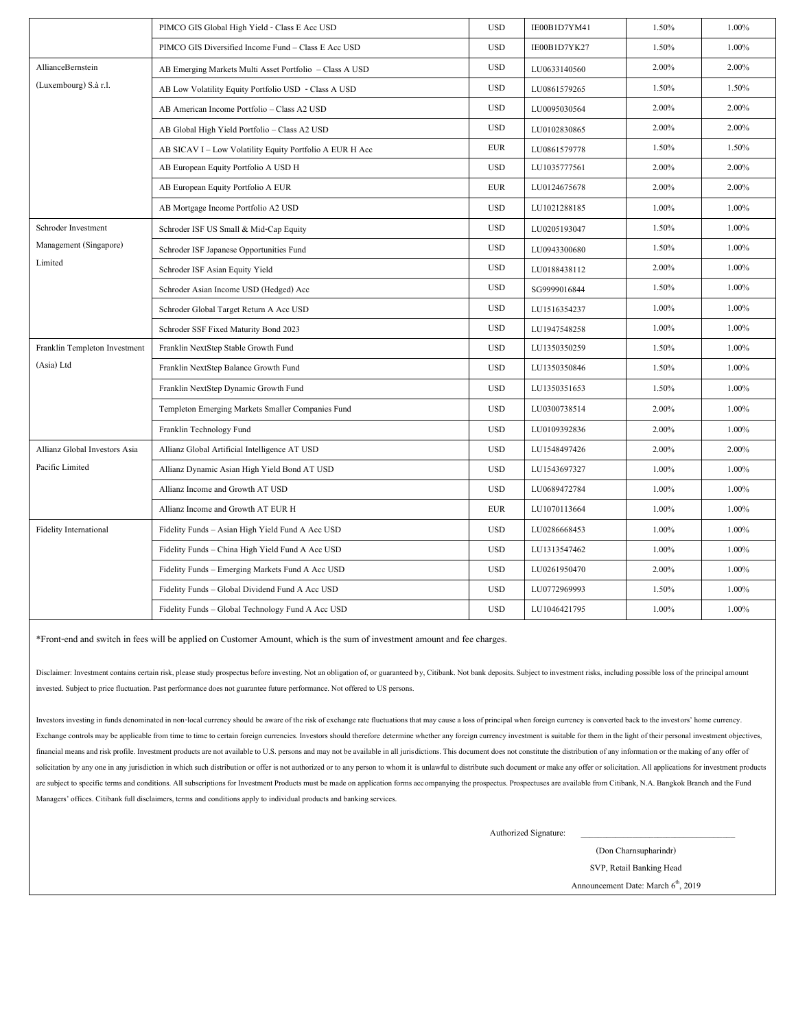| | | | | | |
|---|---|---|---|---|---|
| | PIMCO GIS Global High Yield - Class E Acc USD | USD | IE00B1D7YM41 | 1.50% | 1.00% |
| | PIMCO GIS Diversified Income Fund – Class E Acc USD | USD | IE00B1D7YK27 | 1.50% | 1.00% |
| AllianceBernstein (Luxembourg) S.à r.l. | AB Emerging Markets Multi Asset Portfolio – Class A USD | USD | LU0633140560 | 2.00% | 2.00% |
| | AB Low Volatility Equity Portfolio USD - Class A USD | USD | LU0861579265 | 1.50% | 1.50% |
| | AB American Income Portfolio – Class A2 USD | USD | LU0095030564 | 2.00% | 2.00% |
| | AB Global High Yield Portfolio – Class A2 USD | USD | LU0102830865 | 2.00% | 2.00% |
| | AB SICAV I – Low Volatility Equity Portfolio A EUR H Acc | EUR | LU0861579778 | 1.50% | 1.50% |
| | AB European Equity Portfolio A USD H | USD | LU1035777561 | 2.00% | 2.00% |
| | AB European Equity Portfolio A EUR | EUR | LU0124675678 | 2.00% | 2.00% |
| | AB Mortgage Income Portfolio A2 USD | USD | LU1021288185 | 1.00% | 1.00% |
| Schroder Investment Management (Singapore) Limited | Schroder ISF US Small & Mid-Cap Equity | USD | LU0205193047 | 1.50% | 1.00% |
| | Schroder ISF Japanese Opportunities Fund | USD | LU0943300680 | 1.50% | 1.00% |
| | Schroder ISF Asian Equity Yield | USD | LU0188438112 | 2.00% | 1.00% |
| | Schroder Asian Income USD (Hedged) Acc | USD | SG9999016844 | 1.50% | 1.00% |
| | Schroder Global Target Return A Acc USD | USD | LU1516354237 | 1.00% | 1.00% |
| | Schroder SSF Fixed Maturity Bond 2023 | USD | LU1947548258 | 1.00% | 1.00% |
| Franklin Templeton Investment (Asia) Ltd | Franklin NextStep Stable Growth Fund | USD | LU1350350259 | 1.50% | 1.00% |
| | Franklin NextStep Balance Growth Fund | USD | LU1350350846 | 1.50% | 1.00% |
| | Franklin NextStep Dynamic Growth Fund | USD | LU1350351653 | 1.50% | 1.00% |
| | Templeton Emerging Markets Smaller Companies Fund | USD | LU0300738514 | 2.00% | 1.00% |
| | Franklin Technology Fund | USD | LU0109392836 | 2.00% | 1.00% |
| Allianz Global Investors Asia Pacific Limited | Allianz Global Artificial Intelligence AT USD | USD | LU1548497426 | 2.00% | 2.00% |
| | Allianz Dynamic Asian High Yield Bond AT USD | USD | LU1543697327 | 1.00% | 1.00% |
| | Allianz Income and Growth AT USD | USD | LU0689472784 | 1.00% | 1.00% |
| | Allianz Income and Growth AT EUR H | EUR | LU1070113664 | 1.00% | 1.00% |
| Fidelity International | Fidelity Funds – Asian High Yield Fund A Acc USD | USD | LU0286668453 | 1.00% | 1.00% |
| | Fidelity Funds – China High Yield Fund A Acc USD | USD | LU1313547462 | 1.00% | 1.00% |
| | Fidelity Funds – Emerging Markets Fund A Acc USD | USD | LU0261950470 | 2.00% | 1.00% |
| | Fidelity Funds – Global Dividend Fund A Acc USD | USD | LU0772969993 | 1.50% | 1.00% |
| | Fidelity Funds – Global Technology Fund A Acc USD | USD | LU1046421795 | 1.00% | 1.00% |

*Front-end and switch in fees will be applied on Customer Amount, which is the sum of investment amount and fee charges.

Disclaimer: Investment contains certain risk, please study prospectus before investing. Not an obligation of, or guaranteed by, Citibank. Not bank deposits. Subject to investment risks, including possible loss of the principal amount invested. Subject to price fluctuation. Past performance does not guarantee future performance. Not offered to US persons.

Investors investing in funds denominated in non-local currency should be aware of the risk of exchange rate fluctuations that may cause a loss of principal when foreign currency is converted back to the investors' home currency. Exchange controls may be applicable from time to time to certain foreign currencies. Investors should therefore determine whether any foreign currency investment is suitable for them in the light of their personal investment objectives, financial means and risk profile. Investment products are not available to U.S. persons and may not be available in all jurisdictions. This document does not constitute the distribution of any information or the making of any offer of solicitation by any one in any jurisdiction in which such distribution or offer is not authorized or to any person to whom it is unlawful to distribute such document or make any offer or solicitation. All applications for investment products are subject to specific terms and conditions. All subscriptions for Investment Products must be made on application forms accompanying the prospectus. Prospectuses are available from Citibank, N.A. Bangkok Branch and the Fund Managers' offices. Citibank full disclaimers, terms and conditions apply to individual products and banking services.

Authorized Signature: ______________________________

(Don Charnsupharindr)

SVP, Retail Banking Head

Announcement Date: March 6th, 2019